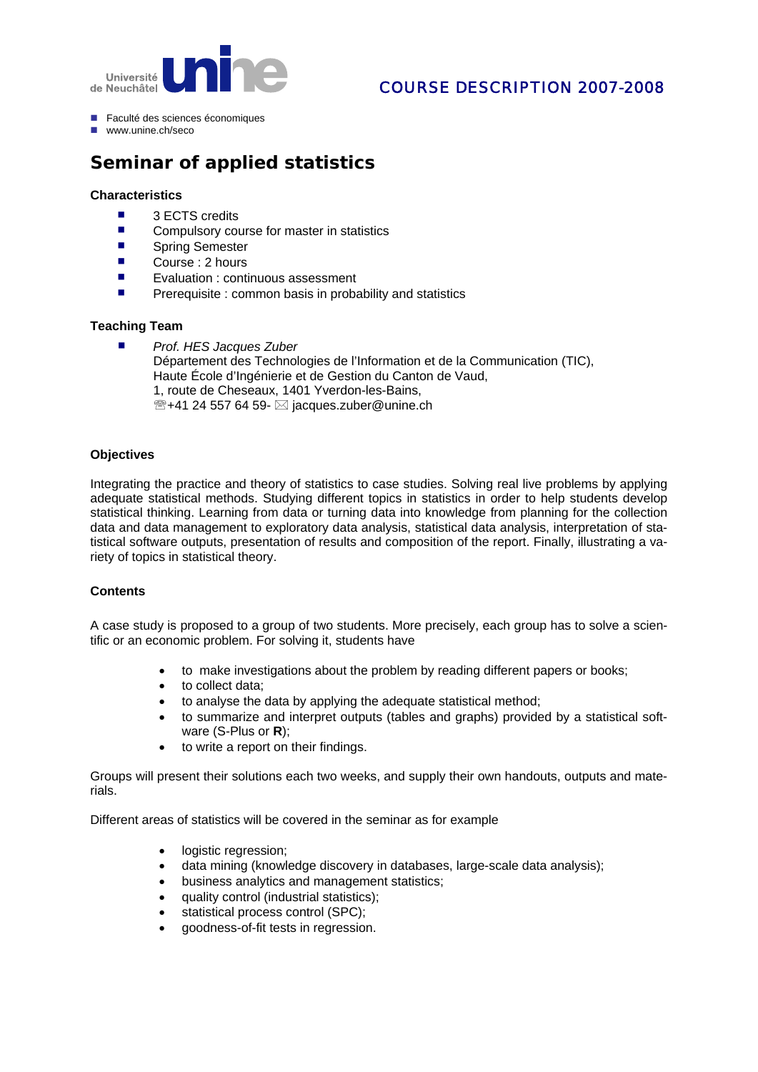Université de Neuchâtel **unine**

COURSE DESCRIPTION 2007-2008

- Faculté des sciences économiques
- www.unine.ch/seco

# Seminar of applied statistics

### Characteristics

- 3 ECTS credits
- Compulsory course for master in statistics
- Spring Semester
- Course : 2 hours
- Evaluation : continuous assessment
- Prerequisite : common basis in probability and statistics

### Teaching Team

- *Prof. HES Jacques Zuber*
  Département des Technologies de l'Information et de la Communication (TIC),
  Haute École d'Ingénierie et de Gestion du Canton de Vaud,
  1, route de Cheseaux, 1401 Yverdon-les-Bains,
  ☏+41 24 557 64 59- ✉ jacques.zuber@unine.ch

### Objectives

Integrating the practice and theory of statistics to case studies. Solving real live problems by applying adequate statistical methods. Studying different topics in statistics in order to help students develop statistical thinking. Learning from data or turning data into knowledge from planning for the collection data and data management to exploratory data analysis, statistical data analysis, interpretation of statistical software outputs, presentation of results and composition of the report. Finally, illustrating a variety of topics in statistical theory.

### Contents

A case study is proposed to a group of two students. More precisely, each group has to solve a scientific or an economic problem. For solving it, students have

- to make investigations about the problem by reading different papers or books;
- to collect data;
- to analyse the data by applying the adequate statistical method;
- to summarize and interpret outputs (tables and graphs) provided by a statistical software (S-Plus or **R**);
- to write a report on their findings.

Groups will present their solutions each two weeks, and supply their own handouts, outputs and materials.

Different areas of statistics will be covered in the seminar as for example

- logistic regression;
- data mining (knowledge discovery in databases, large-scale data analysis);
- business analytics and management statistics;
- quality control (industrial statistics);
- statistical process control (SPC);
- goodness-of-fit tests in regression.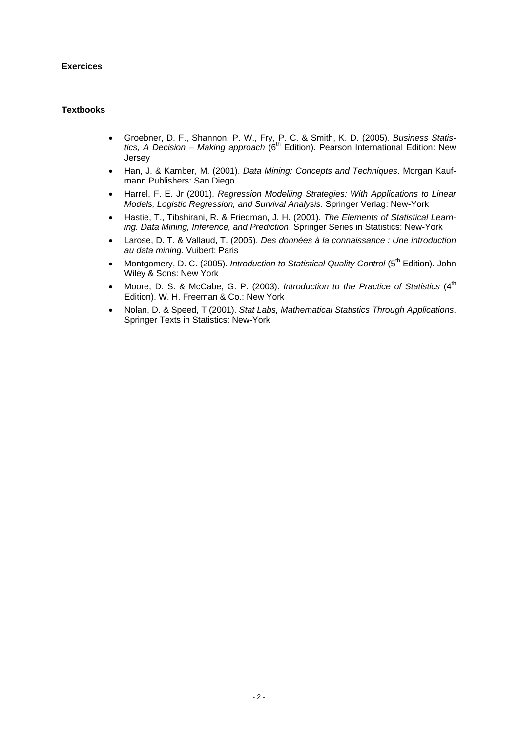**Exercices**

**Textbooks**

- Groebner, D. F., Shannon, P. W., Fry, P. C. & Smith, K. D. (2005). *Business Statistics, A Decision – Making approach* (6th Edition). Pearson International Edition: New Jersey
- Han, J. & Kamber, M. (2001). *Data Mining: Concepts and Techniques*. Morgan Kaufmann Publishers: San Diego
- Harrel, F. E. Jr (2001). *Regression Modelling Strategies: With Applications to Linear Models, Logistic Regression, and Survival Analysis*. Springer Verlag: New-York
- Hastie, T., Tibshirani, R. & Friedman, J. H. (2001). *The Elements of Statistical Learning. Data Mining, Inference, and Prediction*. Springer Series in Statistics: New-York
- Larose, D. T. & Vallaud, T. (2005). *Des données à la connaissance : Une introduction au data mining*. Vuibert: Paris
- Montgomery, D. C. (2005). *Introduction to Statistical Quality Control* (5th Edition). John Wiley & Sons: New York
- Moore, D. S. & McCabe, G. P. (2003). *Introduction to the Practice of Statistics* (4th Edition). W. H. Freeman & Co.: New York
- Nolan, D. & Speed, T (2001). *Stat Labs, Mathematical Statistics Through Applications*. Springer Texts in Statistics: New-York